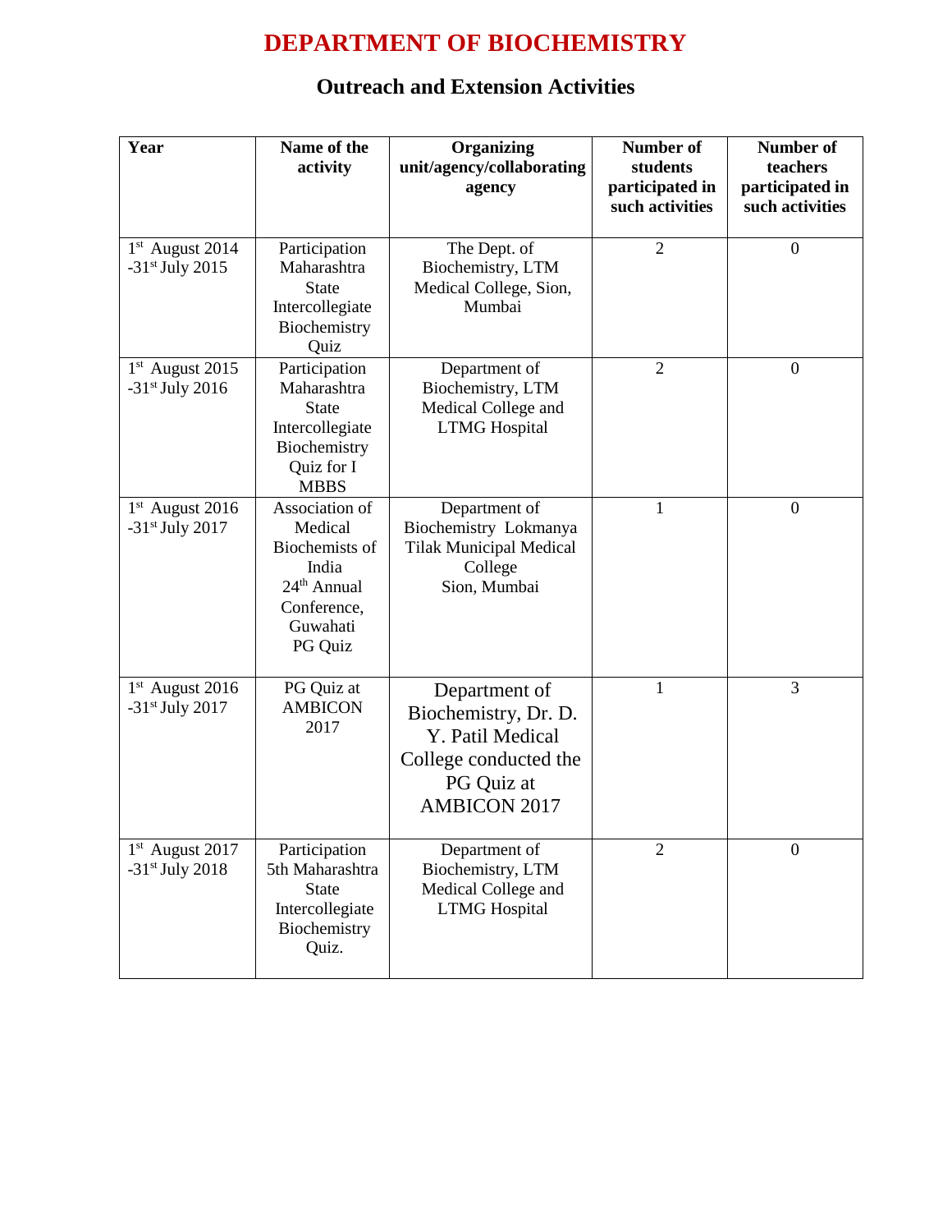# DEPARTMENT OF BIOCHEMISTRY

## Outreach and Extension Activities

| Year | Name of the activity | Organizing unit/agency/collaborating agency | Number of students participated in such activities | Number of teachers participated in such activities |
|---|---|---|---|---|
| 1st August 2014 -31st July 2015 | Participation Maharashtra State Intercollegiate Biochemistry Quiz | The Dept. of Biochemistry, LTM Medical College, Sion, Mumbai | 2 | 0 |
| 1st August 2015 -31st July 2016 | Participation Maharashtra State Intercollegiate Biochemistry Quiz for I MBBS | Department of Biochemistry, LTM Medical College and LTMG Hospital | 2 | 0 |
| 1st August 2016 -31st July 2017 | Association of Medical Biochemists of India 24th Annual Conference, Guwahati PG Quiz | Department of Biochemistry Lokmanya Tilak Municipal Medical College Sion, Mumbai | 1 | 0 |
| 1st August 2016 -31st July 2017 | PG Quiz at AMBICON 2017 | Department of Biochemistry, Dr. D. Y. Patil Medical College conducted the PG Quiz at AMBICON 2017 | 1 | 3 |
| 1st August 2017 -31st July 2018 | Participation 5th Maharashtra State Intercollegiate Biochemistry Quiz. | Department of Biochemistry, LTM Medical College and LTMG Hospital | 2 | 0 |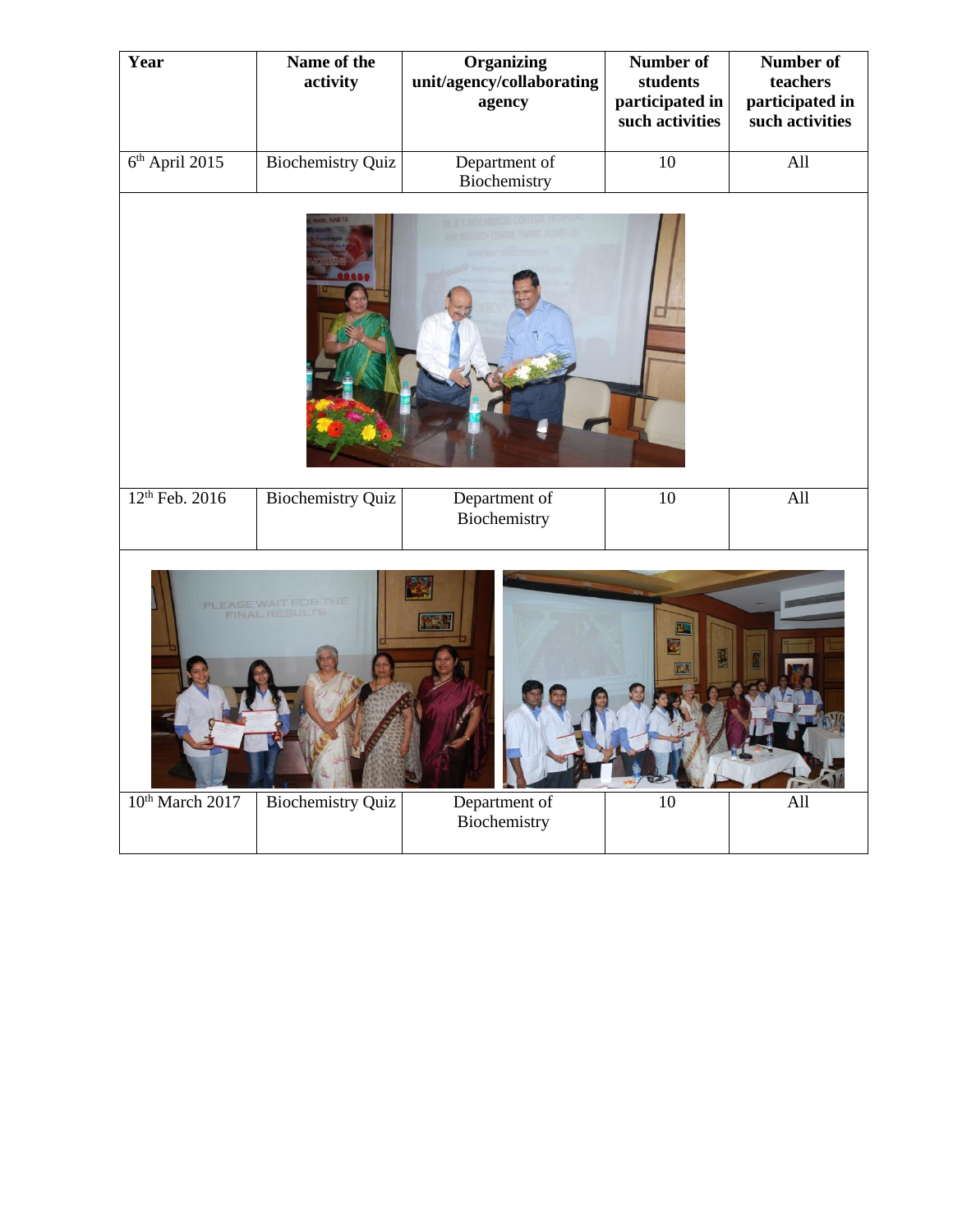| Year | Name of the activity | Organizing unit/agency/collaborating agency | Number of students participated in such activities | Number of teachers participated in such activities |
|---|---|---|---|---|
| 6th April 2015 | Biochemistry Quiz | Department of Biochemistry | 10 | All |
| 12th Feb. 2016 | Biochemistry Quiz | Department of Biochemistry | 10 | All |
| 10th March 2017 | Biochemistry Quiz | Department of Biochemistry | 10 | All |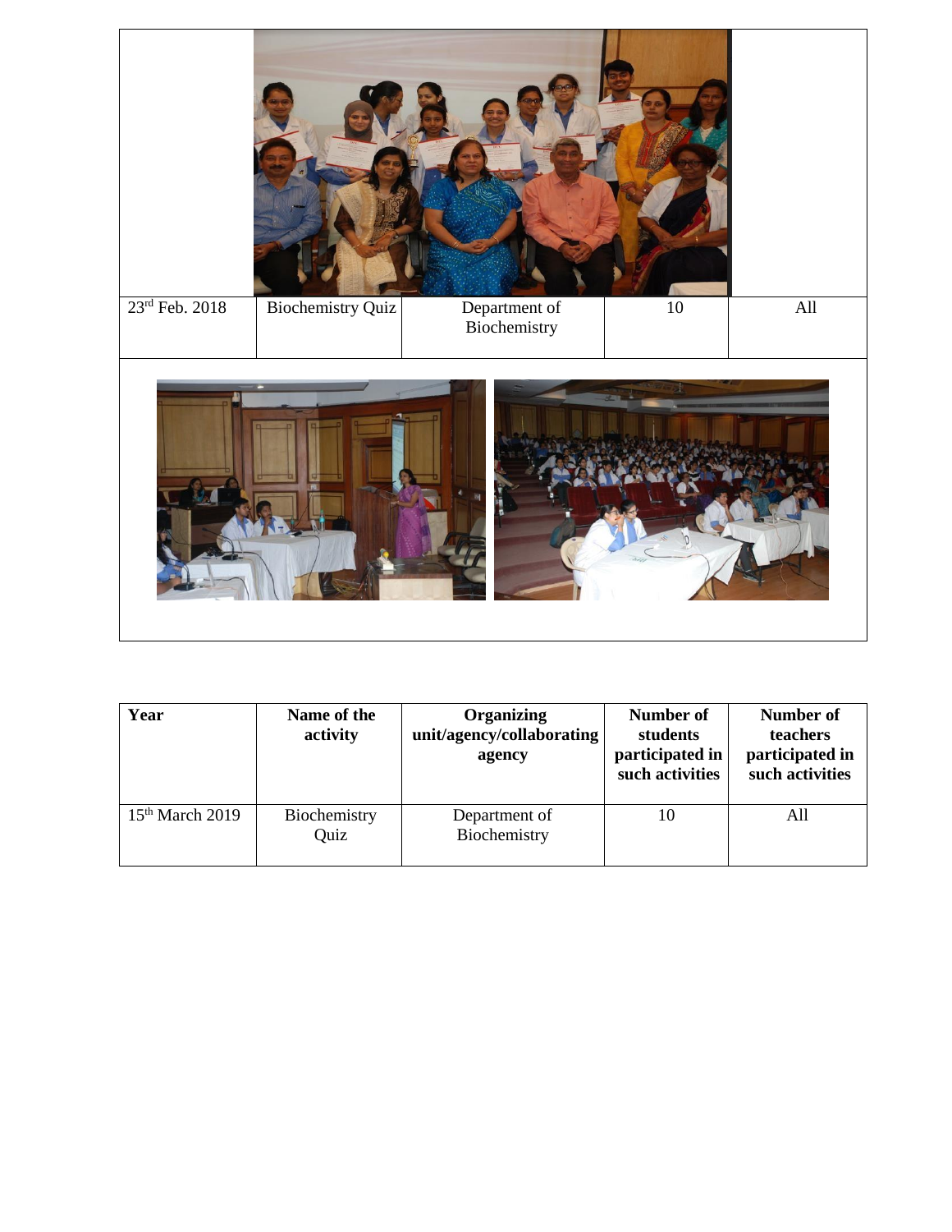| | | | | |
|---|---|---|---|---|
| 23rd Feb. 2018 | Biochemistry Quiz | Department of Biochemistry | 10 | All |

| Year | Name of the activity | Organizing unit/agency/collaborating agency | Number of students participated in such activities | Number of teachers participated in such activities |
|---|---|---|---|---|
| 15th March 2019 | Biochemistry Quiz | Department of Biochemistry | 10 | All |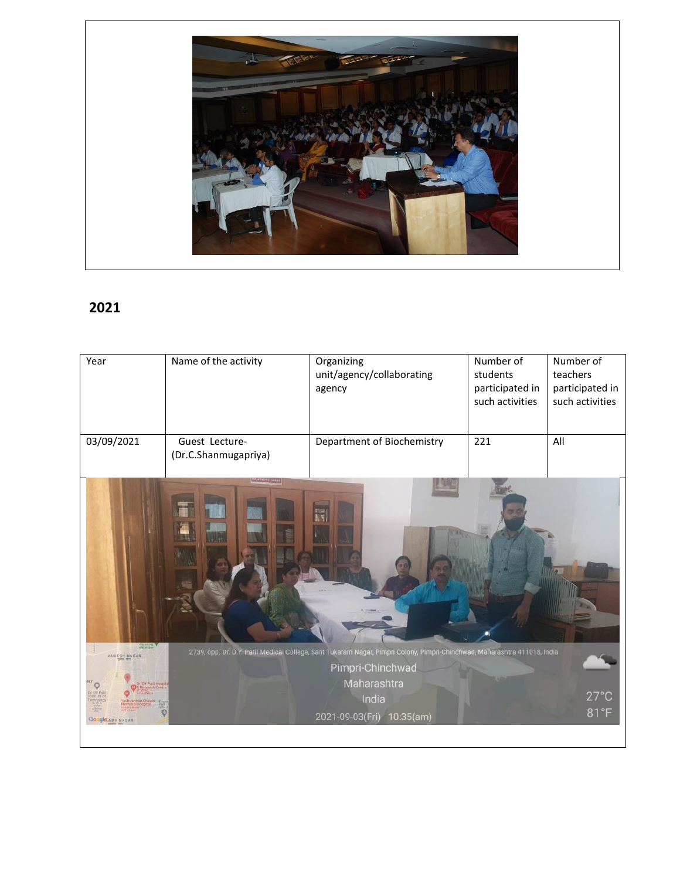## 2021

| Year | Name of the activity | Organizing unit/agency/collaborating agency | Number of students participated in such activities | Number of teachers participated in such activities |
|---|---|---|---|---|
| 03/09/2021 | Guest Lecture- (Dr.C.Shanmugapriya) | Department of Biochemistry | 221 | All |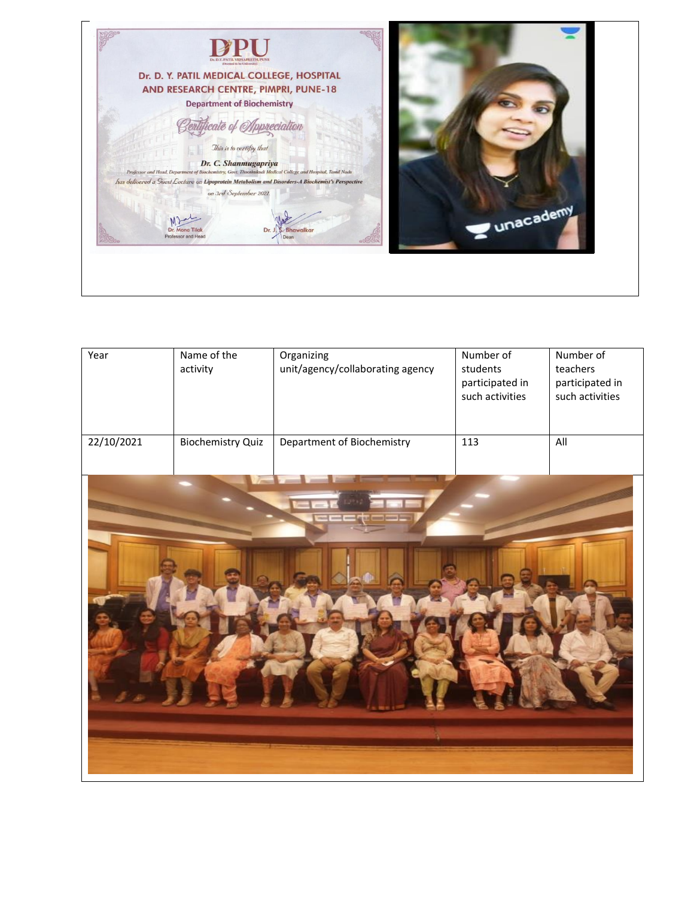| Year | Name of the activity | Organizing unit/agency/collaborating agency | Number of students participated in such activities | Number of teachers participated in such activities |
|---|---|---|---|---|
| 22/10/2021 | Biochemistry Quiz | Department of Biochemistry | 113 | All |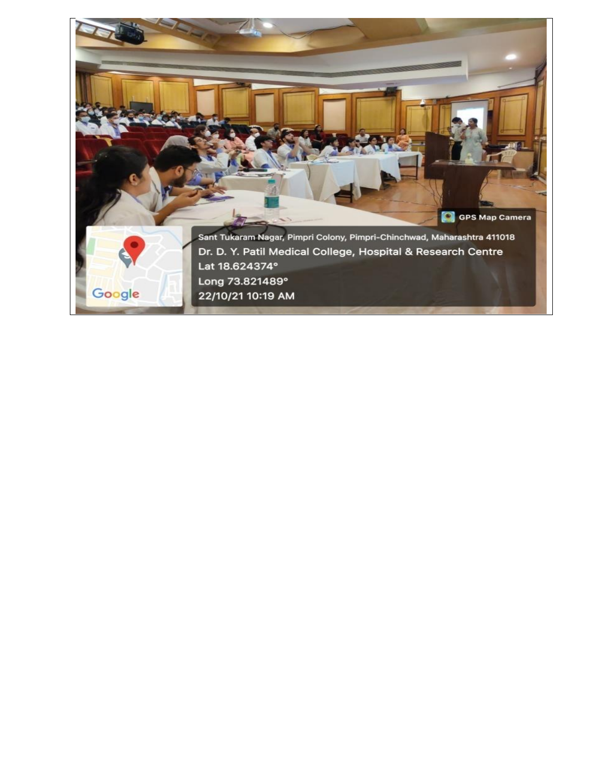GPS Map Camera

Sant Tukaram Nagar, Pimpri Colony, Pimpri-Chinchwad, Maharashtra 411018

Dr. D. Y. Patil Medical College, Hospital & Research Centre

Lat 18.624374°

Long 73.821489°

22/10/21 10:19 AM